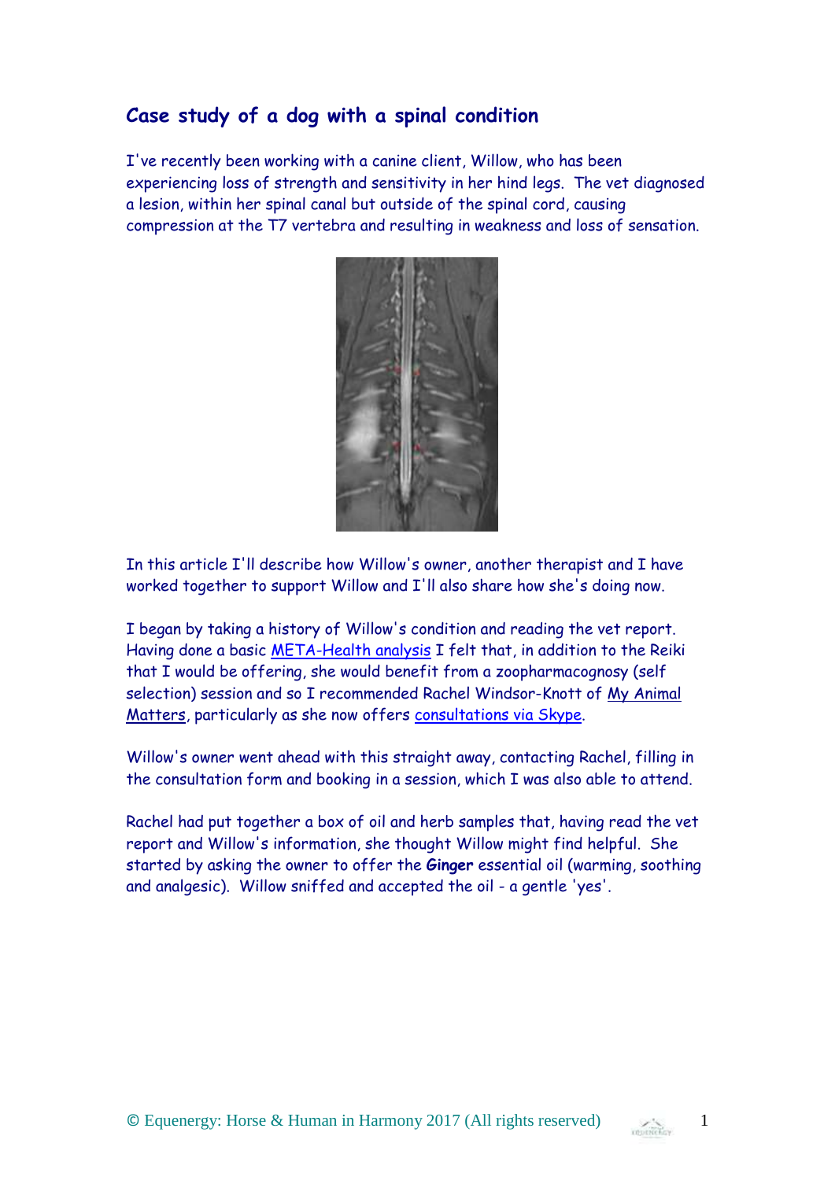## Case study of a dog with a spinal condition

I've recently been working with a canine client, Willow, who has been experiencing loss of strength and sensitivity in her hind legs. The vet diagnosed a lesion, within her spinal canal but outside of the spinal cord, causing compression at the T7 vertebra and resulting in weakness and loss of sensation.

In this article I'll describe how Willow's owner, another therapist and I have worked together to support Willow and I'll also share how she's doing now.

I began by taking a history of Willow's condition and reading the vet report. Having done a basic META-Health analysis I felt that, in addition to the Reiki that I would be offering, she would benefit from a zoopharmacognosy (self selection) session and so I recommended Rachel Windsor-Knott of My Animal Matters, particularly as she now offers consultations via Skype.

Willow's owner went ahead with this straight away, contacting Rachel, filling in the consultation form and booking in a session, which I was also able to attend.

Rachel had put together a box of oil and herb samples that, having read the vet report and Willow's information, she thought Willow might find helpful. She started by asking the owner to offer the **Ginger** essential oil (warming, soothing and analgesic). Willow sniffed and accepted the oil - a gentle 'yes'.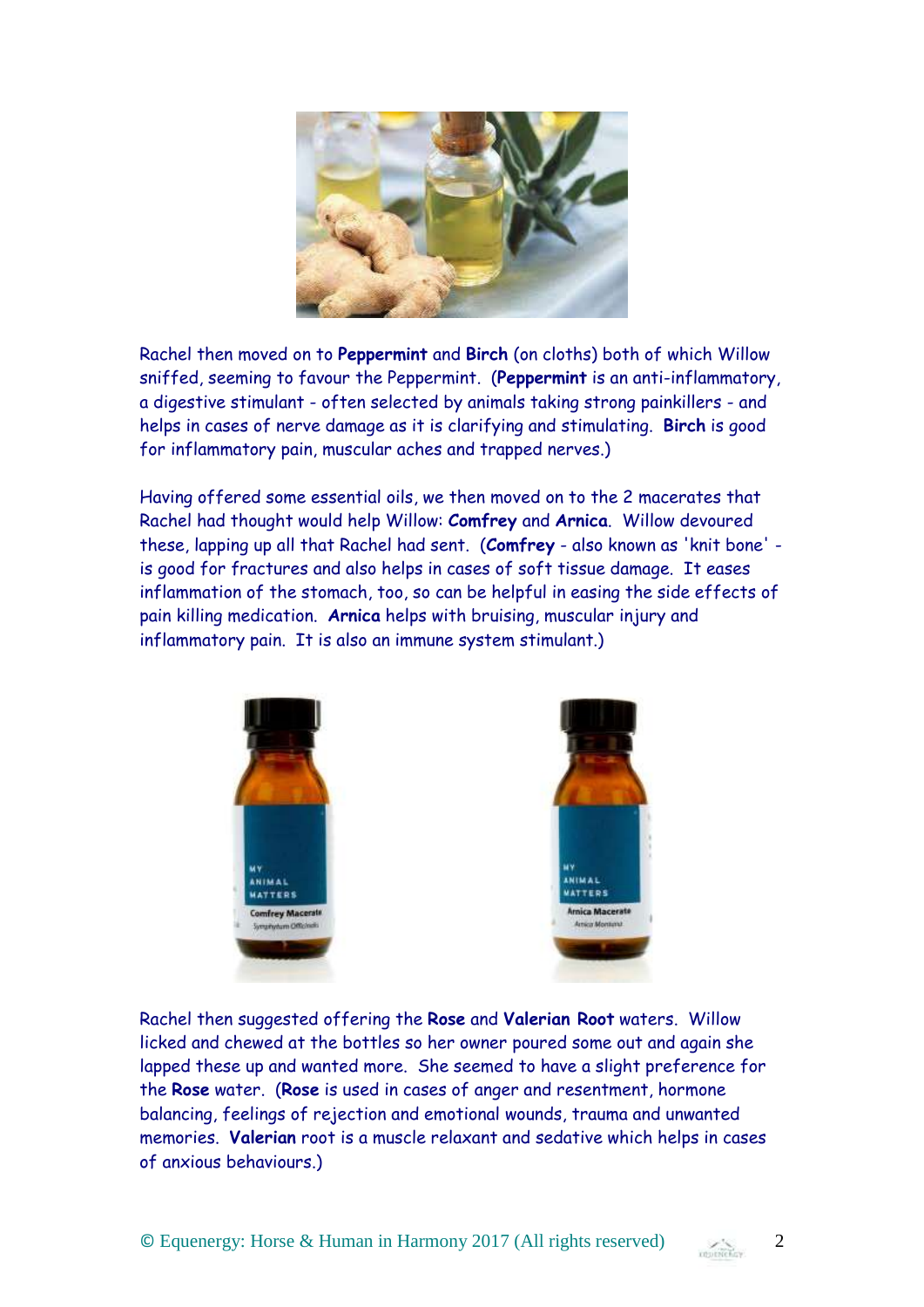Rachel then moved on to **Peppermint** and **Birch** (on cloths) both of which Willow sniffed, seeming to favour the Peppermint. (**Peppermint** is an anti-inflammatory, a digestive stimulant - often selected by animals taking strong painkillers - and helps in cases of nerve damage as it is clarifying and stimulating. **Birch** is good for inflammatory pain, muscular aches and trapped nerves.)

Having offered some essential oils, we then moved on to the 2 macerates that Rachel had thought would help Willow: **Comfrey** and **Arnica**. Willow devoured these, lapping up all that Rachel had sent. (**Comfrey** - also known as 'knit bone' - is good for fractures and also helps in cases of soft tissue damage. It eases inflammation of the stomach, too, so can be helpful in easing the side effects of pain killing medication. **Arnica** helps with bruising, muscular injury and inflammatory pain. It is also an immune system stimulant.)

Rachel then suggested offering the **Rose** and **Valerian Root** waters. Willow licked and chewed at the bottles so her owner poured some out and again she lapped these up and wanted more. She seemed to have a slight preference for the **Rose** water. (**Rose** is used in cases of anger and resentment, hormone balancing, feelings of rejection and emotional wounds, trauma and unwanted memories. **Valerian** root is a muscle relaxant and sedative which helps in cases of anxious behaviours.)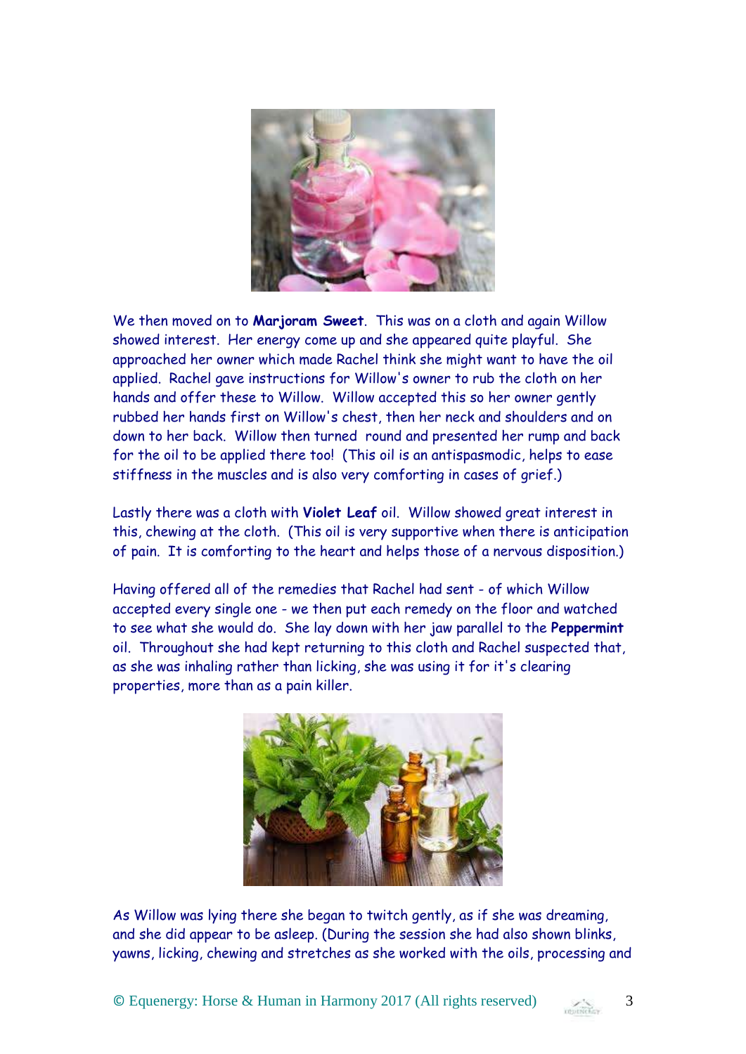We then moved on to **Marjoram Sweet**. This was on a cloth and again Willow showed interest. Her energy come up and she appeared quite playful. She approached her owner which made Rachel think she might want to have the oil applied. Rachel gave instructions for Willow's owner to rub the cloth on her hands and offer these to Willow. Willow accepted this so her owner gently rubbed her hands first on Willow's chest, then her neck and shoulders and on down to her back. Willow then turned round and presented her rump and back for the oil to be applied there too! (This oil is an antispasmodic, helps to ease stiffness in the muscles and is also very comforting in cases of grief.)

Lastly there was a cloth with **Violet Leaf** oil. Willow showed great interest in this, chewing at the cloth. (This oil is very supportive when there is anticipation of pain. It is comforting to the heart and helps those of a nervous disposition.)

Having offered all of the remedies that Rachel had sent - of which Willow accepted every single one - we then put each remedy on the floor and watched to see what she would do. She lay down with her jaw parallel to the **Peppermint** oil. Throughout she had kept returning to this cloth and Rachel suspected that, as she was inhaling rather than licking, she was using it for it's clearing properties, more than as a pain killer.

As Willow was lying there she began to twitch gently, as if she was dreaming, and she did appear to be asleep. (During the session she had also shown blinks, yawns, licking, chewing and stretches as she worked with the oils, processing and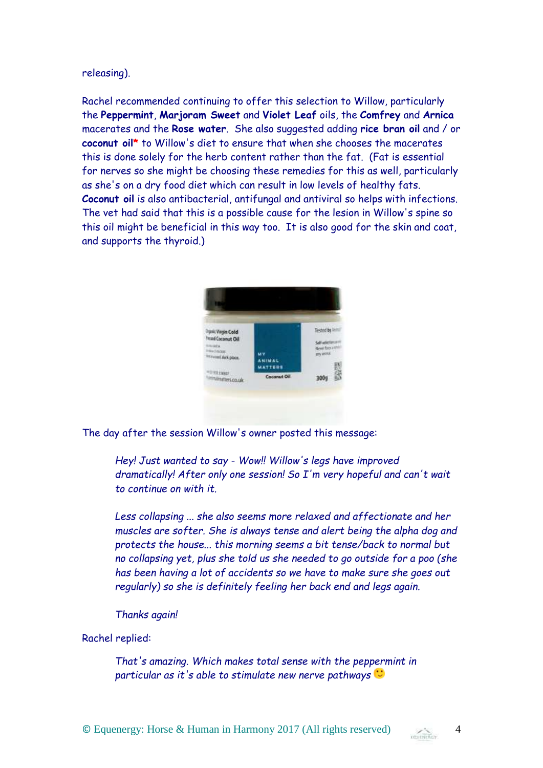releasing).

Rachel recommended continuing to offer this selection to Willow, particularly the **Peppermint**, **Marjoram Sweet** and **Violet Leaf** oils, the **Comfrey** and **Arnica** macerates and the **Rose water**. She also suggested adding **rice bran oil** and / or **coconut oil*** to Willow's diet to ensure that when she chooses the macerates this is done solely for the herb content rather than the fat. (Fat is essential for nerves so she might be choosing these remedies for this as well, particularly as she's on a dry food diet which can result in low levels of healthy fats. **Coconut oil** is also antibacterial, antifungal and antiviral so helps with infections. The vet had said that this is a possible cause for the lesion in Willow's spine so this oil might be beneficial in this way too. It is also good for the skin and coat, and supports the thyroid.)

The day after the session Willow's owner posted this message:

> *Hey! Just wanted to say - Wow!! Willow's legs have improved dramatically! After only one session! So I'm very hopeful and can't wait to continue on with it.*
>
> *Less collapsing ... she also seems more relaxed and affectionate and her muscles are softer. She is always tense and alert being the alpha dog and protects the house... this morning seems a bit tense/back to normal but no collapsing yet, plus she told us she needed to go outside for a poo (she has been having a lot of accidents so we have to make sure she goes out regularly) so she is definitely feeling her back end and legs again.*
>
> *Thanks again!*

Rachel replied:

> *That's amazing. Which makes total sense with the peppermint in particular as it's able to stimulate new nerve pathways* 🙂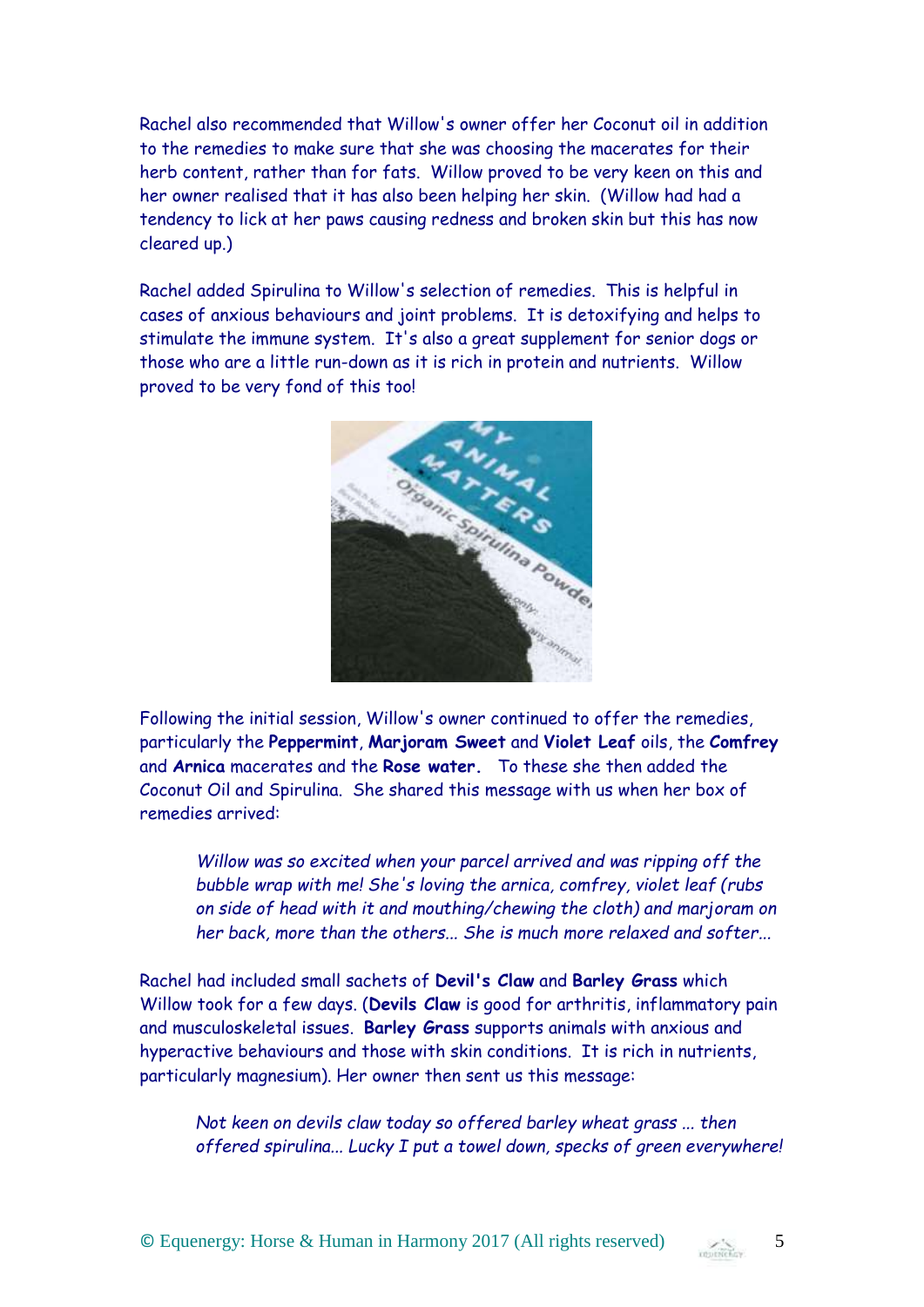Rachel also recommended that Willow's owner offer her Coconut oil in addition to the remedies to make sure that she was choosing the macerates for their herb content, rather than for fats. Willow proved to be very keen on this and her owner realised that it has also been helping her skin. (Willow had had a tendency to lick at her paws causing redness and broken skin but this has now cleared up.)

Rachel added Spirulina to Willow's selection of remedies. This is helpful in cases of anxious behaviours and joint problems. It is detoxifying and helps to stimulate the immune system. It's also a great supplement for senior dogs or those who are a little run-down as it is rich in protein and nutrients. Willow proved to be very fond of this too!

Following the initial session, Willow's owner continued to offer the remedies, particularly the **Peppermint**, **Marjoram Sweet** and **Violet Leaf** oils, the **Comfrey** and **Arnica** macerates and the **Rose water.** To these she then added the Coconut Oil and Spirulina. She shared this message with us when her box of remedies arrived:

> *Willow was so excited when your parcel arrived and was ripping off the bubble wrap with me! She's loving the arnica, comfrey, violet leaf (rubs on side of head with it and mouthing/chewing the cloth) and marjoram on her back, more than the others... She is much more relaxed and softer...*

Rachel had included small sachets of **Devil's Claw** and **Barley Grass** which Willow took for a few days. (**Devils Claw** is good for arthritis, inflammatory pain and musculoskeletal issues. **Barley Grass** supports animals with anxious and hyperactive behaviours and those with skin conditions. It is rich in nutrients, particularly magnesium). Her owner then sent us this message:

> *Not keen on devils claw today so offered barley wheat grass ... then offered spirulina... Lucky I put a towel down, specks of green everywhere!*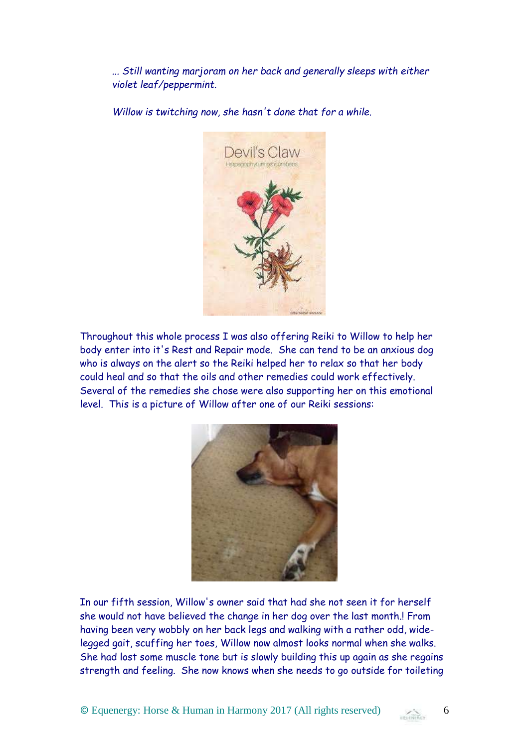*... Still wanting marjoram on her back and generally sleeps with either violet leaf/peppermint.*

*Willow is twitching now, she hasn't done that for a while.*

Throughout this whole process I was also offering Reiki to Willow to help her body enter into it's Rest and Repair mode. She can tend to be an anxious dog who is always on the alert so the Reiki helped her to relax so that her body could heal and so that the oils and other remedies could work effectively. Several of the remedies she chose were also supporting her on this emotional level. This is a picture of Willow after one of our Reiki sessions:

In our fifth session, Willow's owner said that had she not seen it for herself she would not have believed the change in her dog over the last month.! From having been very wobbly on her back legs and walking with a rather odd, wide-legged gait, scuffing her toes, Willow now almost looks normal when she walks. She had lost some muscle tone but is slowly building this up again as she regains strength and feeling. She now knows when she needs to go outside for toileting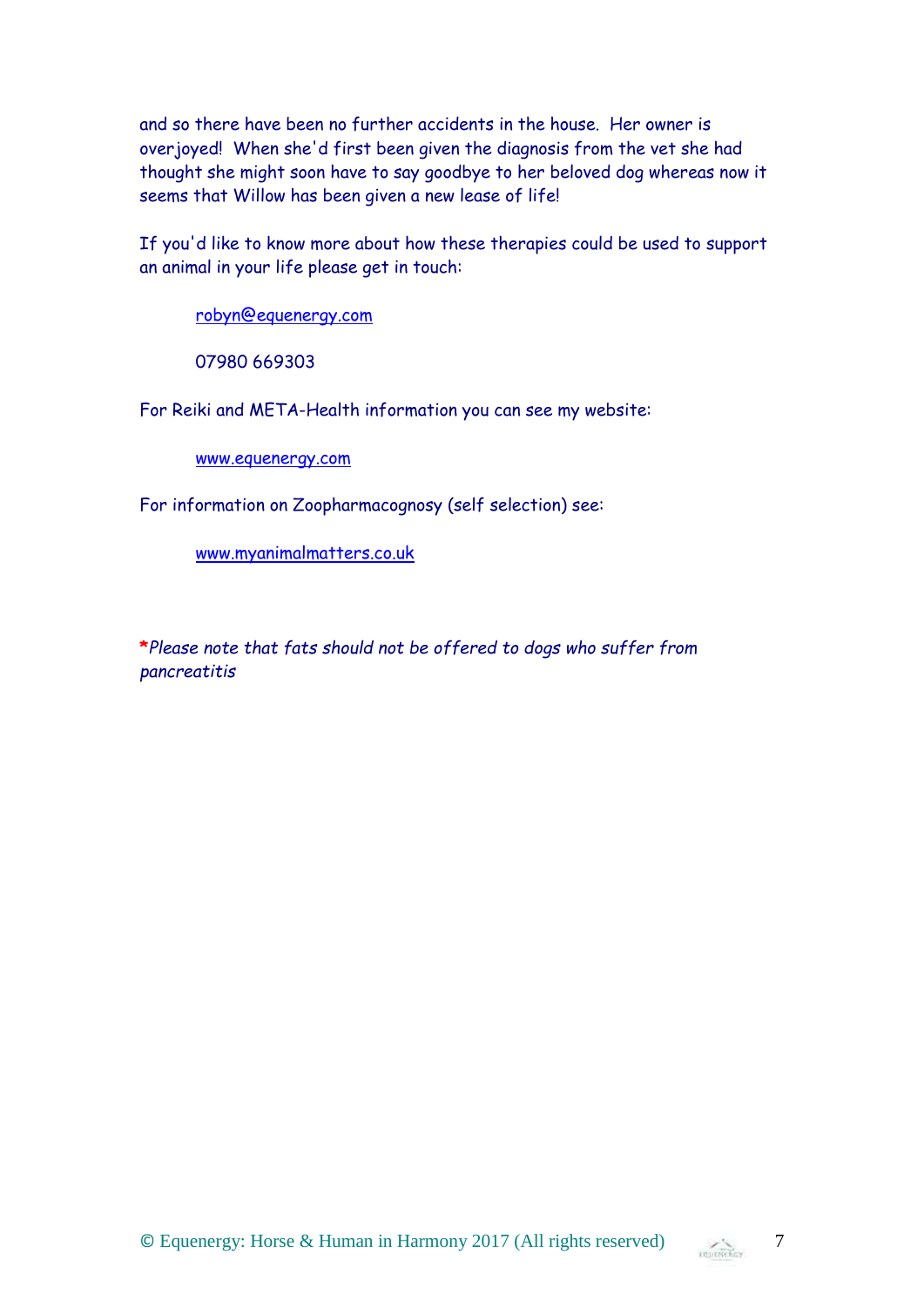and so there have been no further accidents in the house. Her owner is overjoyed! When she'd first been given the diagnosis from the vet she had thought she might soon have to say goodbye to her beloved dog whereas now it seems that Willow has been given a new lease of life!

If you'd like to know more about how these therapies could be used to support an animal in your life please get in touch:

robyn@equenergy.com

07980 669303

For Reiki and META-Health information you can see my website:

www.equenergy.com

For information on Zoopharmacognosy (self selection) see:

www.myanimalmatters.co.uk

**\***_Please note that fats should not be offered to dogs who suffer from pancreatitis_